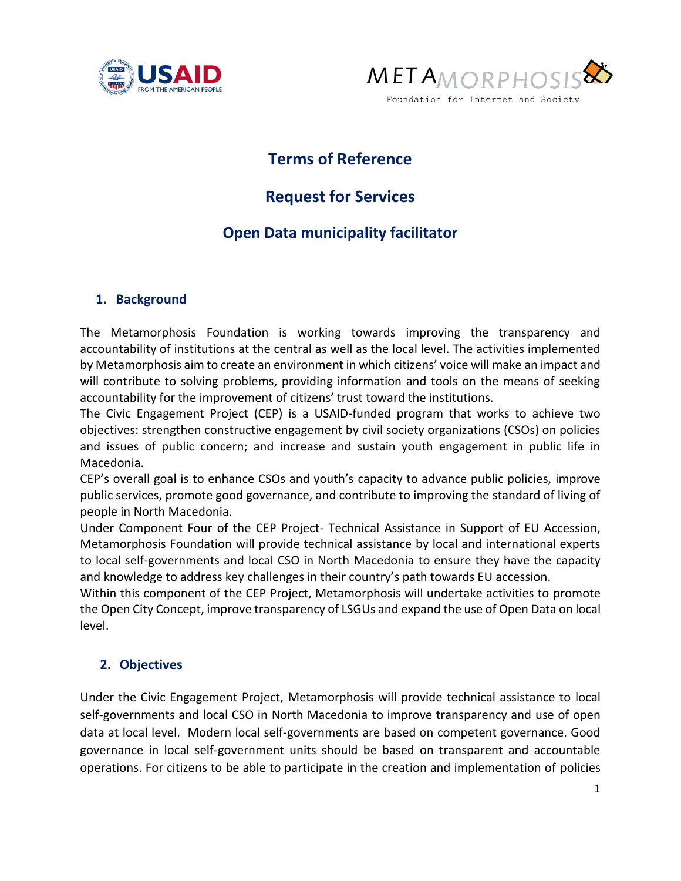# Terms of Reference

## Request for Services

## Open Data municipality facilitator

### 1. Background

The Metamorphosis Foundation is working towards improving the transparency and accountability of institutions at the central as well as the local level. The activities implemented by Metamorphosis aim to create an environment in which citizens' voice will make an impact and will contribute to solving problems, providing information and tools on the means of seeking accountability for the improvement of citizens' trust toward the institutions.

The Civic Engagement Project (CEP) is a USAID-funded program that works to achieve two objectives: strengthen constructive engagement by civil society organizations (CSOs) on policies and issues of public concern; and increase and sustain youth engagement in public life in Macedonia.

CEP's overall goal is to enhance CSOs and youth's capacity to advance public policies, improve public services, promote good governance, and contribute to improving the standard of living of people in North Macedonia.

Under Component Four of the CEP Project- Technical Assistance in Support of EU Accession, Metamorphosis Foundation will provide technical assistance by local and international experts to local self-governments and local CSO in North Macedonia to ensure they have the capacity and knowledge to address key challenges in their country's path towards EU accession.

Within this component of the CEP Project, Metamorphosis will undertake activities to promote the Open City Concept, improve transparency of LSGUs and expand the use of Open Data on local level.

### 2. Objectives

Under the Civic Engagement Project, Metamorphosis will provide technical assistance to local self-governments and local CSO in North Macedonia to improve transparency and use of open data at local level. Modern local self-governments are based on competent governance. Good governance in local self-government units should be based on transparent and accountable operations. For citizens to be able to participate in the creation and implementation of policies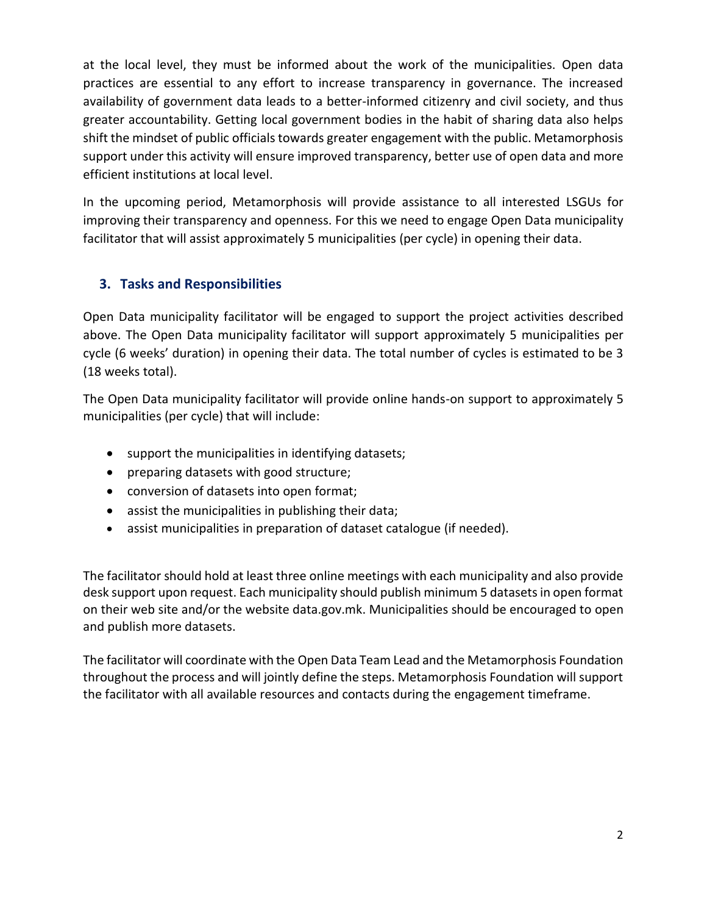at the local level, they must be informed about the work of the municipalities. Open data practices are essential to any effort to increase transparency in governance. The increased availability of government data leads to a better-informed citizenry and civil society, and thus greater accountability. Getting local government bodies in the habit of sharing data also helps shift the mindset of public officials towards greater engagement with the public. Metamorphosis support under this activity will ensure improved transparency, better use of open data and more efficient institutions at local level.

In the upcoming period, Metamorphosis will provide assistance to all interested LSGUs for improving their transparency and openness. For this we need to engage Open Data municipality facilitator that will assist approximately 5 municipalities (per cycle) in opening their data.

## 3. Tasks and Responsibilities

Open Data municipality facilitator will be engaged to support the project activities described above. The Open Data municipality facilitator will support approximately 5 municipalities per cycle (6 weeks' duration) in opening their data. The total number of cycles is estimated to be 3 (18 weeks total).

The Open Data municipality facilitator will provide online hands-on support to approximately 5 municipalities (per cycle) that will include:

- support the municipalities in identifying datasets;
- preparing datasets with good structure;
- conversion of datasets into open format;
- assist the municipalities in publishing their data;
- assist municipalities in preparation of dataset catalogue (if needed).

The facilitator should hold at least three online meetings with each municipality and also provide desk support upon request. Each municipality should publish minimum 5 datasets in open format on their web site and/or the website data.gov.mk. Municipalities should be encouraged to open and publish more datasets.

The facilitator will coordinate with the Open Data Team Lead and the Metamorphosis Foundation throughout the process and will jointly define the steps. Metamorphosis Foundation will support the facilitator with all available resources and contacts during the engagement timeframe.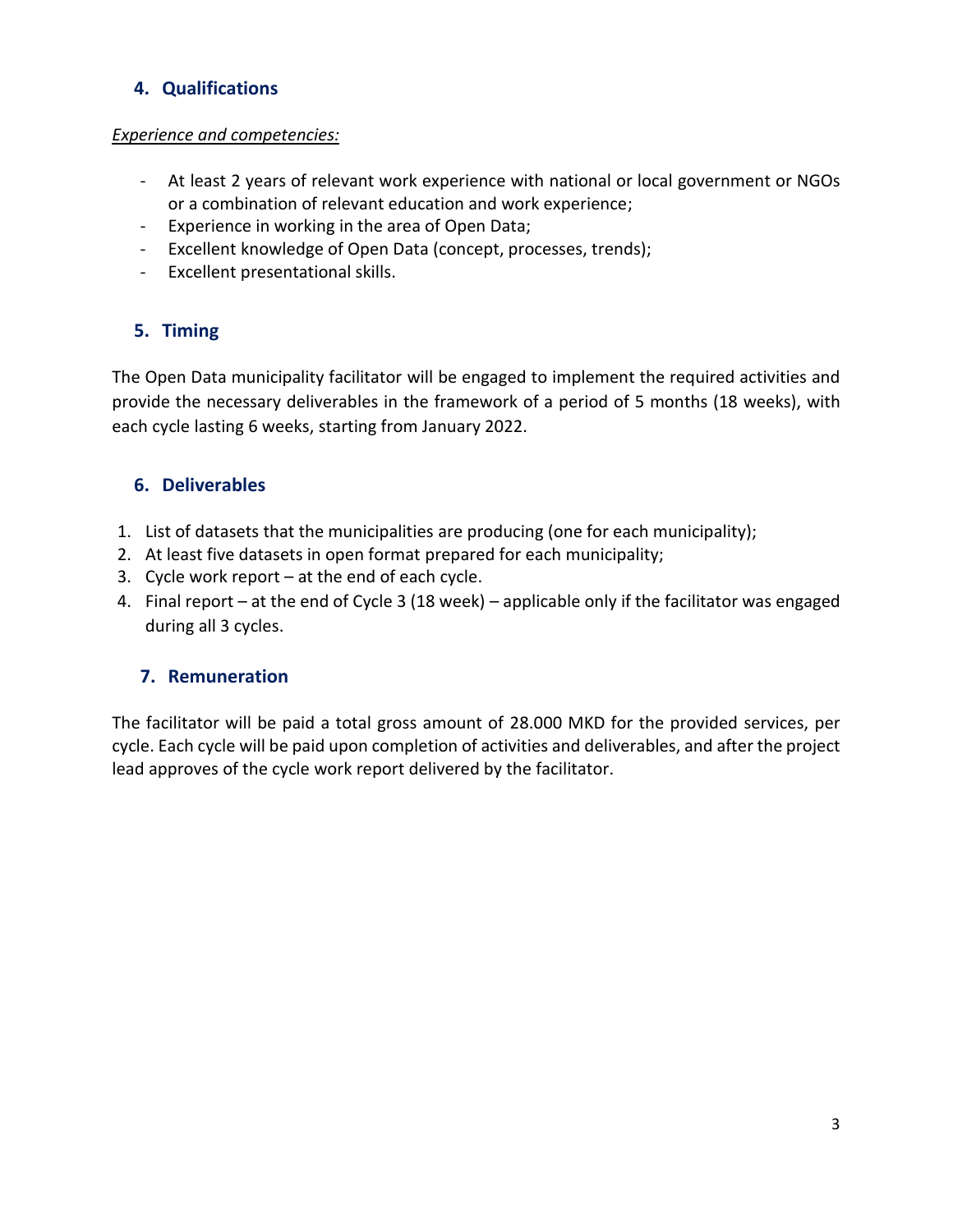## 4. Qualifications

*Experience and competencies:*

- At least 2 years of relevant work experience with national or local government or NGOs or a combination of relevant education and work experience;
- Experience in working in the area of Open Data;
- Excellent knowledge of Open Data (concept, processes, trends);
- Excellent presentational skills.

## 5. Timing

The Open Data municipality facilitator will be engaged to implement the required activities and provide the necessary deliverables in the framework of a period of 5 months (18 weeks), with each cycle lasting 6 weeks, starting from January 2022.

## 6. Deliverables

1. List of datasets that the municipalities are producing (one for each municipality);
2. At least five datasets in open format prepared for each municipality;
3. Cycle work report – at the end of each cycle.
4. Final report – at the end of Cycle 3 (18 week) – applicable only if the facilitator was engaged during all 3 cycles.

## 7. Remuneration

The facilitator will be paid a total gross amount of 28.000 MKD for the provided services, per cycle. Each cycle will be paid upon completion of activities and deliverables, and after the project lead approves of the cycle work report delivered by the facilitator.